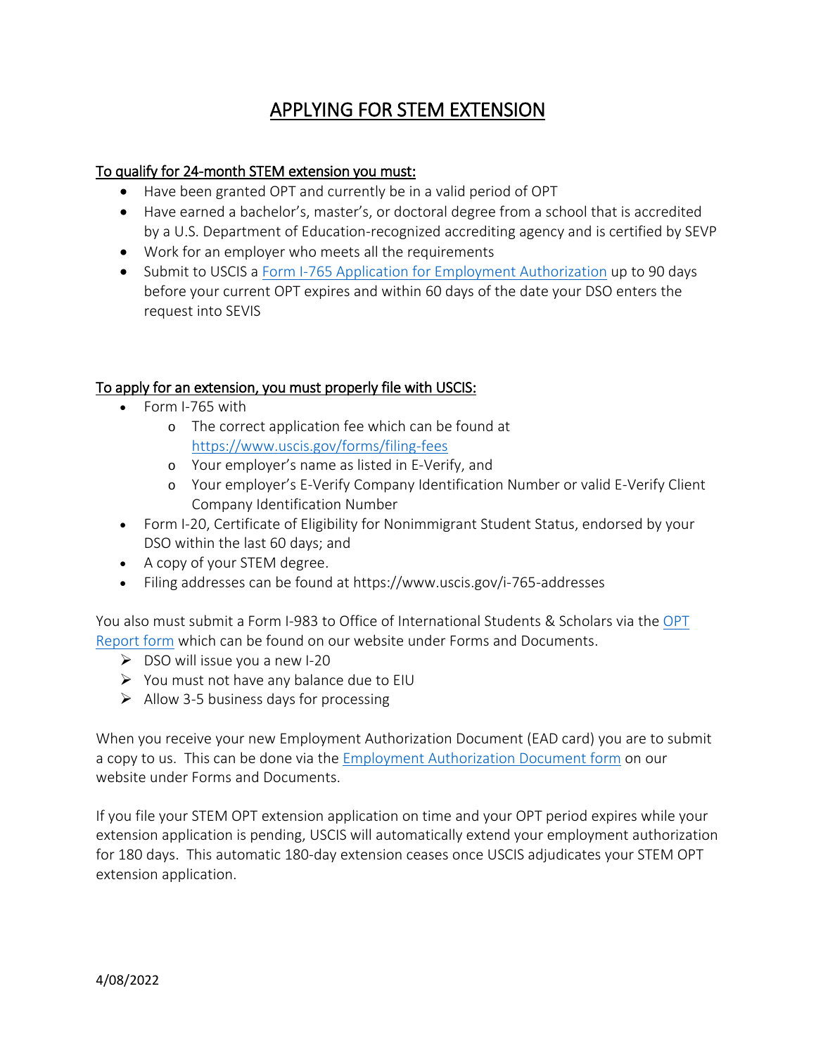# APPLYING FOR STEM EXTENSION

**To qualify for 24-month STEM extension you must:**

- Have been granted OPT and currently be in a valid period of OPT
- Have earned a bachelor's, master's, or doctoral degree from a school that is accredited by a U.S. Department of Education-recognized accrediting agency and is certified by SEVP
- Work for an employer who meets all the requirements
- Submit to USCIS a Form I-765 Application for Employment Authorization up to 90 days before your current OPT expires and within 60 days of the date your DSO enters the request into SEVIS

**To apply for an extension, you must properly file with USCIS:**

- Form I-765 with
  - The correct application fee which can be found at https://www.uscis.gov/forms/filing-fees
  - Your employer's name as listed in E-Verify, and
  - Your employer's E-Verify Company Identification Number or valid E-Verify Client Company Identification Number
- Form I-20, Certificate of Eligibility for Nonimmigrant Student Status, endorsed by your DSO within the last 60 days; and
- A copy of your STEM degree.
- Filing addresses can be found at https://www.uscis.gov/i-765-addresses

You also must submit a Form I-983 to Office of International Students & Scholars via the OPT Report form which can be found on our website under Forms and Documents.

- DSO will issue you a new I-20
- You must not have any balance due to EIU
- Allow 3-5 business days for processing

When you receive your new Employment Authorization Document (EAD card) you are to submit a copy to us. This can be done via the Employment Authorization Document form on our website under Forms and Documents.

If you file your STEM OPT extension application on time and your OPT period expires while your extension application is pending, USCIS will automatically extend your employment authorization for 180 days. This automatic 180-day extension ceases once USCIS adjudicates your STEM OPT extension application.

4/08/2022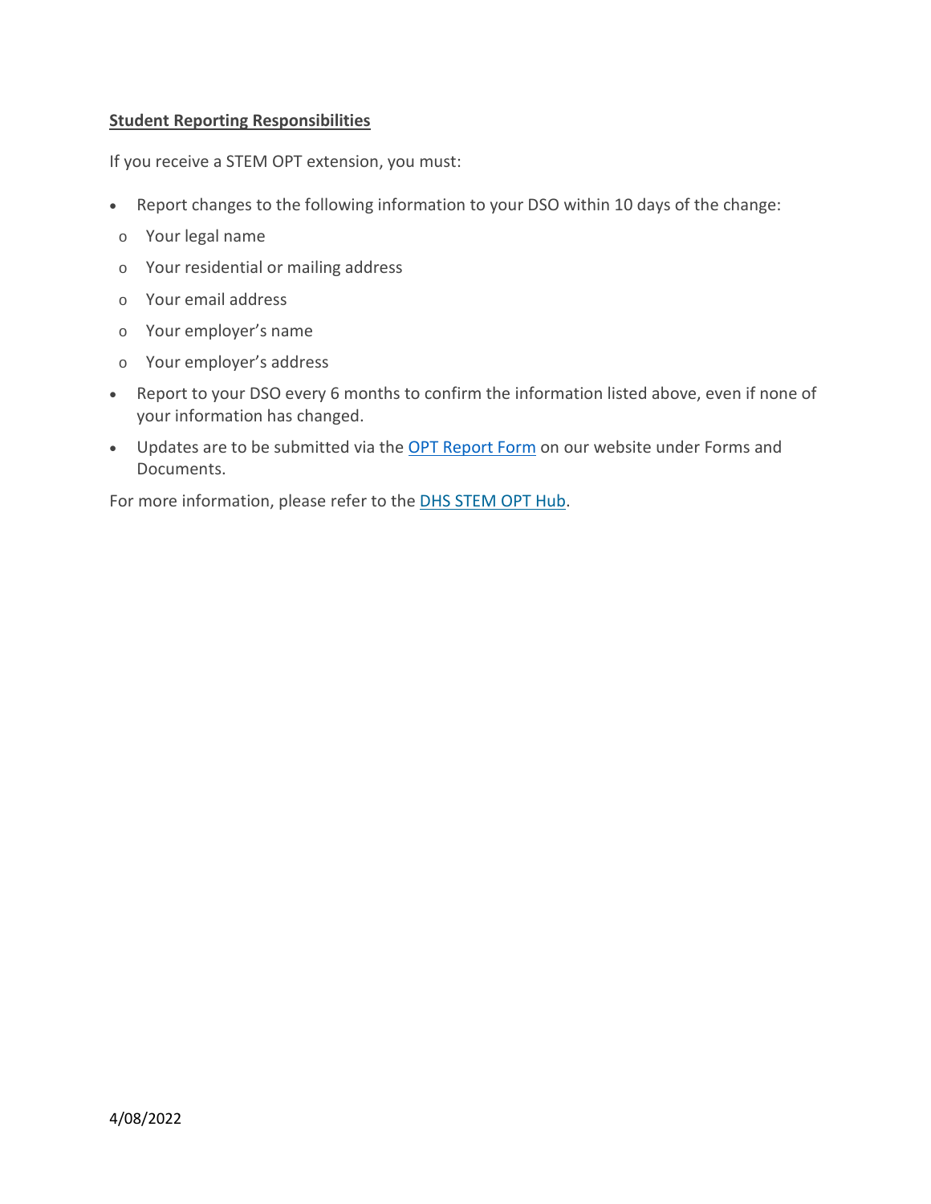**Student Reporting Responsibilities**

If you receive a STEM OPT extension, you must:

- Report changes to the following information to your DSO within 10 days of the change:
  - Your legal name
  - Your residential or mailing address
  - Your email address
  - Your employer's name
  - Your employer's address
- Report to your DSO every 6 months to confirm the information listed above, even if none of your information has changed.
- Updates are to be submitted via the OPT Report Form on our website under Forms and Documents.

For more information, please refer to the DHS STEM OPT Hub.

4/08/2022